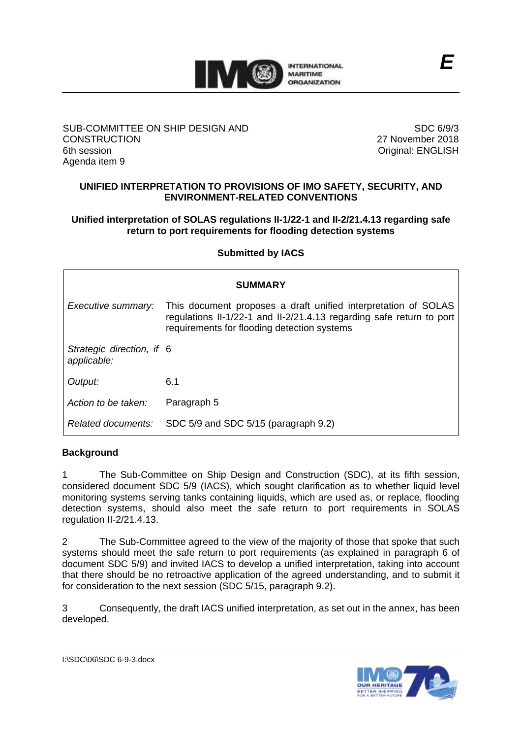E

SUB-COMMITTEE ON SHIP DESIGN AND CONSTRUCTION
6th session
Agenda item 9

SDC 6/9/3
27 November 2018
Original: ENGLISH

## UNIFIED INTERPRETATION TO PROVISIONS OF IMO SAFETY, SECURITY, AND ENVIRONMENT-RELATED CONVENTIONS

### Unified interpretation of SOLAS regulations II-1/22-1 and II-2/21.4.13 regarding safe return to port requirements for flooding detection systems

**Submitted by IACS**

| SUMMARY | |
|---|---|
| *Executive summary:* | This document proposes a draft unified interpretation of SOLAS regulations II-1/22-1 and II-2/21.4.13 regarding safe return to port requirements for flooding detection systems |
| *Strategic direction, if applicable:* | 6 |
| *Output:* | 6.1 |
| *Action to be taken:* | Paragraph 5 |
| *Related documents:* | SDC 5/9 and SDC 5/15 (paragraph 9.2) |

**Background**

1 The Sub-Committee on Ship Design and Construction (SDC), at its fifth session, considered document SDC 5/9 (IACS), which sought clarification as to whether liquid level monitoring systems serving tanks containing liquids, which are used as, or replace, flooding detection systems, should also meet the safe return to port requirements in SOLAS regulation II-2/21.4.13.

2 The Sub-Committee agreed to the view of the majority of those that spoke that such systems should meet the safe return to port requirements (as explained in paragraph 6 of document SDC 5/9) and invited IACS to develop a unified interpretation, taking into account that there should be no retroactive application of the agreed understanding, and to submit it for consideration to the next session (SDC 5/15, paragraph 9.2).

3 Consequently, the draft IACS unified interpretation, as set out in the annex, has been developed.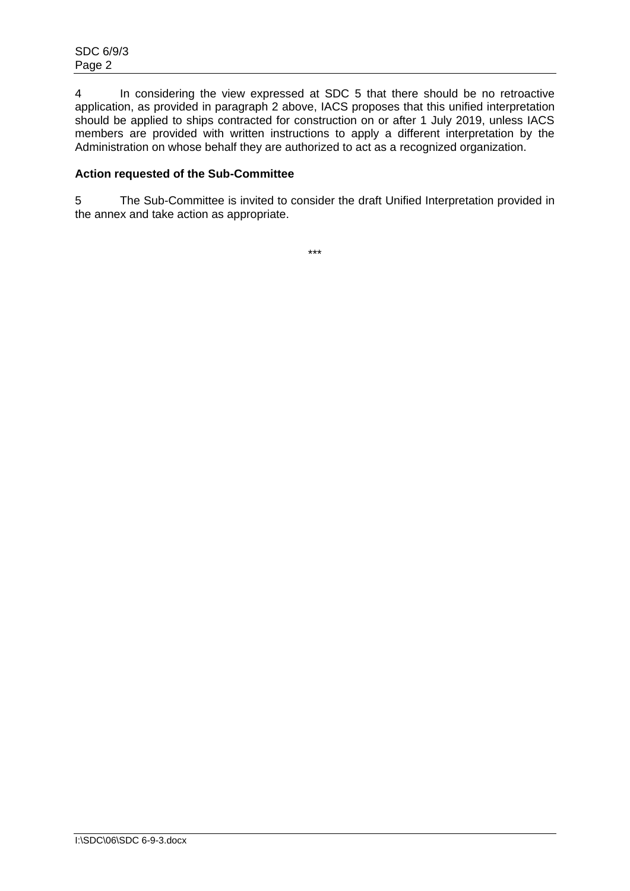4 In considering the view expressed at SDC 5 that there should be no retroactive application, as provided in paragraph 2 above, IACS proposes that this unified interpretation should be applied to ships contracted for construction on or after 1 July 2019, unless IACS members are provided with written instructions to apply a different interpretation by the Administration on whose behalf they are authorized to act as a recognized organization.

**Action requested of the Sub-Committee**

5 The Sub-Committee is invited to consider the draft Unified Interpretation provided in the annex and take action as appropriate.

***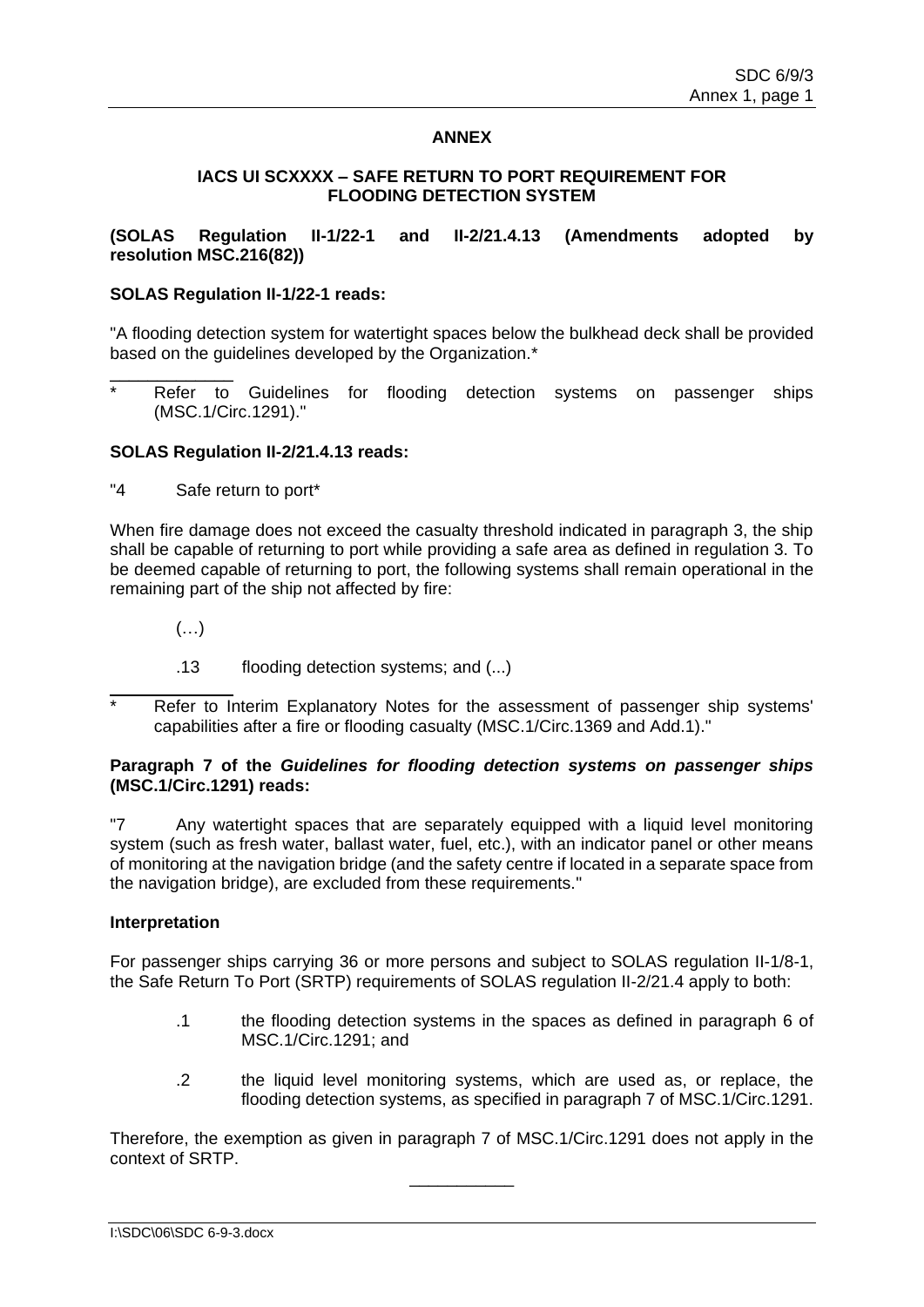# ANNEX

## IACS UI SCXXXX – SAFE RETURN TO PORT REQUIREMENT FOR FLOODING DETECTION SYSTEM

**(SOLAS Regulation II-1/22-1 and II-2/21.4.13 (Amendments adopted by resolution MSC.216(82))**

**SOLAS Regulation II-1/22-1 reads:**

"A flooding detection system for watertight spaces below the bulkhead deck shall be provided based on the guidelines developed by the Organization.*

\* Refer to Guidelines for flooding detection systems on passenger ships (MSC.1/Circ.1291)."

**SOLAS Regulation II-2/21.4.13 reads:**

"4 Safe return to port*

When fire damage does not exceed the casualty threshold indicated in paragraph 3, the ship shall be capable of returning to port while providing a safe area as defined in regulation 3. To be deemed capable of returning to port, the following systems shall remain operational in the remaining part of the ship not affected by fire:

(…)

.13 flooding detection systems; and (...)

\* Refer to Interim Explanatory Notes for the assessment of passenger ship systems' capabilities after a fire or flooding casualty (MSC.1/Circ.1369 and Add.1)."

**Paragraph 7 of the *Guidelines for flooding detection systems on passenger ships* (MSC.1/Circ.1291) reads:**

"7 Any watertight spaces that are separately equipped with a liquid level monitoring system (such as fresh water, ballast water, fuel, etc.), with an indicator panel or other means of monitoring at the navigation bridge (and the safety centre if located in a separate space from the navigation bridge), are excluded from these requirements."

**Interpretation**

For passenger ships carrying 36 or more persons and subject to SOLAS regulation II-1/8-1, the Safe Return To Port (SRTP) requirements of SOLAS regulation II-2/21.4 apply to both:

.1 the flooding detection systems in the spaces as defined in paragraph 6 of MSC.1/Circ.1291; and

.2 the liquid level monitoring systems, which are used as, or replace, the flooding detection systems, as specified in paragraph 7 of MSC.1/Circ.1291.

Therefore, the exemption as given in paragraph 7 of MSC.1/Circ.1291 does not apply in the context of SRTP.

___________